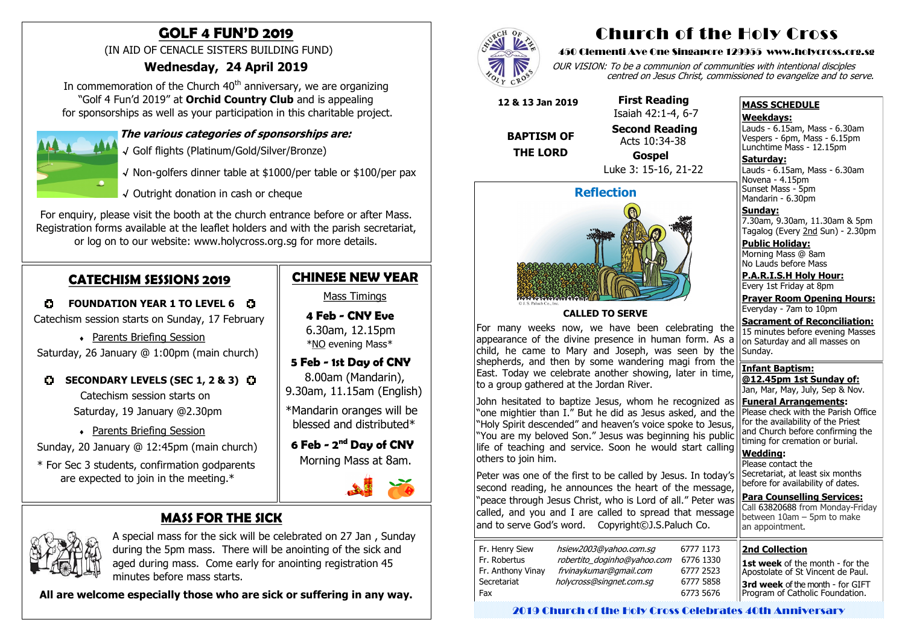# Church of the Holy Cross

450 Clementi Ave One Singapore 129955 www.holycross.org.sg

*OUR VISION: To be a communion of communities with intentional disciples centred on Jesus Christ, commissioned to evangelize and to serve.*

**12 & 13 Jan 2019**

**BAPTISM OF THE LORD**

**First Reading**
Isaiah 42:1-4, 6-7

**Second Reading**
Acts 10:34-38

**Gospel**
Luke 3: 15-16, 21-22

## Reflection

© J. S. Paluch Co., Inc.

**CALLED TO SERVE**

For many weeks now, we have been celebrating the appearance of the divine presence in human form. As a child, he came to Mary and Joseph, was seen by the shepherds, and then by some wandering magi from the East. Today we celebrate another showing, later in time, to a group gathered at the Jordan River.

John hesitated to baptize Jesus, whom he recognized as "one mightier than I." But he did as Jesus asked, and the "Holy Spirit descended" and heaven's voice spoke to Jesus, "You are my beloved Son." Jesus was beginning his public life of teaching and service. Soon he would start calling others to join him.

Peter was one of the first to be called by Jesus. In today's second reading, he announces the heart of the message, "peace through Jesus Christ, who is Lord of all." Peter was called, and you and I are called to spread that message and to serve God's word. Copyright©J.S.Paluch Co.

| | | |
|---|---|---|
| Fr. Henry Siew | *hsiew2003@yahoo.com.sg* | 6777 1173 |
| Fr. Robertus | *robertio_doginho@yahoo.com* | 6776 1330 |
| Fr. Anthony Vinay | *frvinaykumar@gmail.com* | 6777 2523 |
| Secretariat | *holycross@singnet.com.sg* | 6777 5858 |
| Fax | | 6773 5676 |

**MASS SCHEDULE**

**Weekdays:**
Lauds - 6.15am, Mass - 6.30am
Vespers - 6pm, Mass - 6.15pm
Lunchtime Mass - 12.15pm

**Saturday:**
Lauds - 6.15am, Mass - 6.30am
Novena - 4.15pm
Sunset Mass - 5pm
Mandarin - 6.30pm

**Sunday:**
7.30am, 9.30am, 11.30am & 5pm
Tagalog (Every 2nd Sun) - 2.30pm

**Public Holiday:**
Morning Mass @ 8am
No Lauds before Mass

**P.A.R.I.S.H Holy Hour:**
Every 1st Friday at 8pm

**Prayer Room Opening Hours:**
Everyday - 7am to 10pm

**Sacrament of Reconciliation:**
15 minutes before evening Masses on Saturday and all masses on Sunday.

**Infant Baptism:**
**@12.45pm 1st Sunday of:**
Jan, Mar, May, July, Sep & Nov.

**Funeral Arrangements:**
Please check with the Parish Office for the availability of the Priest and Church before confirming the timing for cremation or burial.

**Wedding:**
Please contact the Secretariat, at least six months before for availability of dates.

**Para Counselling Services:**
Call 63820688 from Monday-Friday between 10am – 5pm to make an appointment.

**2nd Collection**

**1st week** of the month - for the Apostolate of St Vincent de Paul.

**3rd week** of the month - for GIFT Program of Catholic Foundation.

2019 Church of the Holy Cross Celebrates 40th Anniversary

## GOLF 4 FUN'D 2019

(IN AID OF CENACLE SISTERS BUILDING FUND)

### Wednesday, 24 April 2019

In commemoration of the Church 40th anniversary, we are organizing "Golf 4 Fun'd 2019" at **Orchid Country Club** and is appealing for sponsorships as well as your participation in this charitable project.

***The various categories of sponsorships are:***

- √ Golf flights (Platinum/Gold/Silver/Bronze)
- √ Non-golfers dinner table at \$1000/per table or \$100/per pax
- √ Outright donation in cash or cheque

For enquiry, please visit the booth at the church entrance before or after Mass. Registration forms available at the leaflet holders and with the parish secretariat, or log on to our website: www.holycross.org.sg for more details.

## CATECHISM SESSIONS 2019

**FOUNDATION YEAR 1 TO LEVEL 6**

Catechism session starts on Sunday, 17 February

- Parents Briefing Session

Saturday, 26 January @ 1:00pm (main church)

**SECONDARY LEVELS (SEC 1, 2 & 3)**

Catechism session starts on Saturday, 19 January @2.30pm

- Parents Briefing Session

Sunday, 20 January @ 12:45pm (main church)

\* For Sec 3 students, confirmation godparents are expected to join in the meeting.\*

## CHINESE NEW YEAR

Mass Timings

**4 Feb - CNY Eve**
6.30am, 12.15pm
\*NO evening Mass\*

**5 Feb - 1st Day of CNY**
8.00am (Mandarin), 9.30am, 11.15am (English)

\*Mandarin oranges will be blessed and distributed\*

**6 Feb - 2nd Day of CNY**
Morning Mass at 8am.

## MASS FOR THE SICK

A special mass for the sick will be celebrated on 27 Jan , Sunday during the 5pm mass. There will be anointing of the sick and aged during mass. Come early for anointing registration 45 minutes before mass starts.

**All are welcome especially those who are sick or suffering in any way.**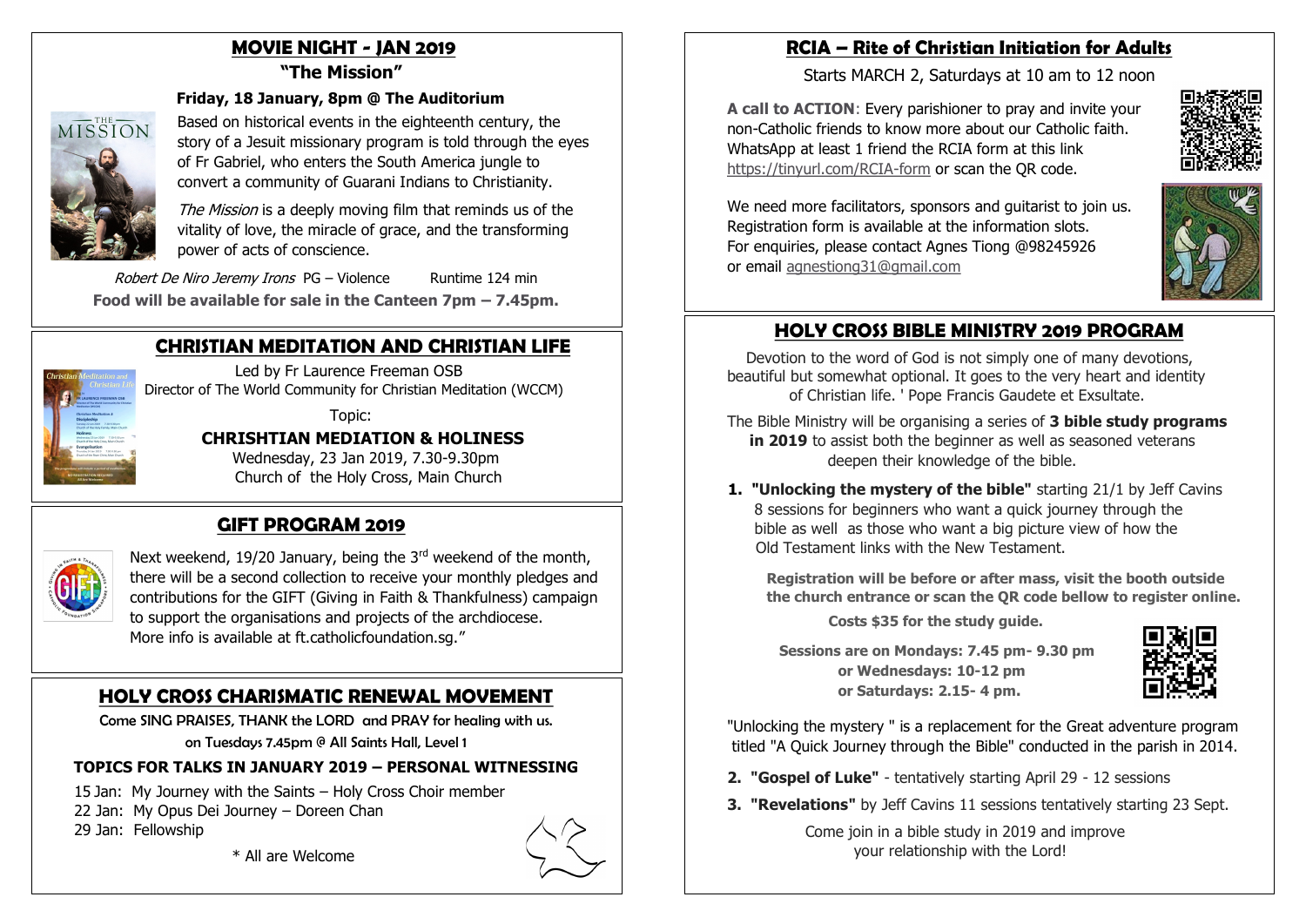## MOVIE NIGHT - JAN 2019

### "The Mission"

**Friday, 18 January, 8pm @ The Auditorium**

Based on historical events in the eighteenth century, the story of a Jesuit missionary program is told through the eyes of Fr Gabriel, who enters the South America jungle to convert a community of Guarani Indians to Christianity.

*The Mission* is a deeply moving film that reminds us of the vitality of love, the miracle of grace, and the transforming power of acts of conscience.

*Robert De Niro Jeremy Irons* PG – Violence Runtime 124 min

**Food will be available for sale in the Canteen 7pm – 7.45pm.**

## CHRISTIAN MEDITATION AND CHRISTIAN LIFE

Led by Fr Laurence Freeman OSB
Director of The World Community for Christian Meditation (WCCM)

Topic:

**CHRISHTIAN MEDIATION & HOLINESS**

Wednesday, 23 Jan 2019, 7.30-9.30pm
Church of the Holy Cross, Main Church

## GIFT PROGRAM 2019

Next weekend, 19/20 January, being the 3rd weekend of the month, there will be a second collection to receive your monthly pledges and contributions for the GIFT (Giving in Faith & Thankfulness) campaign to support the organisations and projects of the archdiocese. More info is available at ft.catholicfoundation.sg."

## HOLY CROSS CHARISMATIC RENEWAL MOVEMENT

Come SING PRAISES, THANK the LORD and PRAY for healing with us.
on Tuesdays 7.45pm @ All Saints Hall, Level 1

**TOPICS FOR TALKS IN JANUARY 2019 – PERSONAL WITNESSING**

15 Jan: My Journey with the Saints – Holy Cross Choir member
22 Jan: My Opus Dei Journey – Doreen Chan
29 Jan: Fellowship

\* All are Welcome

## RCIA – Rite of Christian Initiation for Adults

Starts MARCH 2, Saturdays at 10 am to 12 noon

**A call to ACTION**: Every parishioner to pray and invite your non-Catholic friends to know more about our Catholic faith. WhatsApp at least 1 friend the RCIA form at this link https://tinyurl.com/RCIA-form or scan the QR code.

We need more facilitators, sponsors and guitarist to join us. Registration form is available at the information slots. For enquiries, please contact Agnes Tiong @98245926 or email agnestiong31@gmail.com

## HOLY CROSS BIBLE MINISTRY 2019 PROGRAM

Devotion to the word of God is not simply one of many devotions, beautiful but somewhat optional. It goes to the very heart and identity of Christian life. ' Pope Francis Gaudete et Exsultate.

The Bible Ministry will be organising a series of **3 bible study programs in 2019** to assist both the beginner as well as seasoned veterans deepen their knowledge of the bible.

1. **"Unlocking the mystery of the bible"** starting 21/1 by Jeff Cavins 8 sessions for beginners who want a quick journey through the bible as well as those who want a big picture view of how the Old Testament links with the New Testament.

   **Registration will be before or after mass, visit the booth outside the church entrance or scan the QR code bellow to register online.**

   **Costs $35 for the study guide.**

   **Sessions are on Mondays: 7.45 pm- 9.30 pm or Wednesdays: 10-12 pm or Saturdays: 2.15- 4 pm.**

"Unlocking the mystery " is a replacement for the Great adventure program titled "A Quick Journey through the Bible" conducted in the parish in 2014.

2. **"Gospel of Luke"** - tentatively starting April 29 - 12 sessions
3. **"Revelations"** by Jeff Cavins 11 sessions tentatively starting 23 Sept.

Come join in a bible study in 2019 and improve your relationship with the Lord!